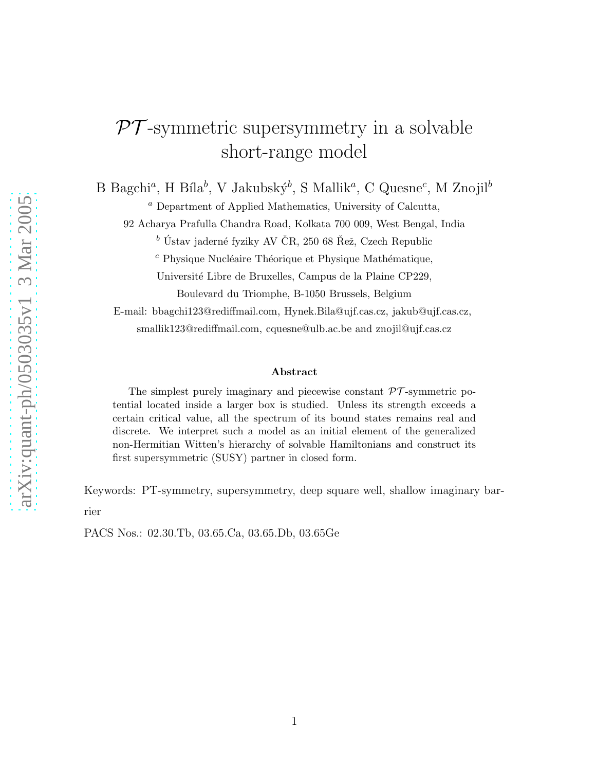# $\mathcal{PT}$-symmetric supersymmetry in a solvable short-range model

B Bagchi[a], H Bíla[b], V Jakubský[b], S Mallik[a], C Quesne[c], M Znojil[b]

[a] Department of Applied Mathematics, University of Calcutta,
92 Acharya Prafulla Chandra Road, Kolkata 700 009, West Bengal, India

[b] Ústav jaderné fyziky AV ČR, 250 68 Řež, Czech Republic

[c] Physique Nucléaire Théorique et Physique Mathématique,
Université Libre de Bruxelles, Campus de la Plaine CP229,
Boulevard du Triomphe, B-1050 Brussels, Belgium

E-mail: bbagchi123@rediffmail.com, Hynek.Bila@ujf.cas.cz, jakub@ujf.cas.cz,
smallik123@rediffmail.com, cquesne@ulb.ac.be and znojil@ujf.cas.cz

### Abstract

The simplest purely imaginary and piecewise constant $\mathcal{PT}$-symmetric potential located inside a larger box is studied. Unless its strength exceeds a certain critical value, all the spectrum of its bound states remains real and discrete. We interpret such a model as an initial element of the generalized non-Hermitian Witten's hierarchy of solvable Hamiltonians and construct its first supersymmetric (SUSY) partner in closed form.

Keywords: PT-symmetry, supersymmetry, deep square well, shallow imaginary barrier

PACS Nos.: 02.30.Tb, 03.65.Ca, 03.65.Db, 03.65Ge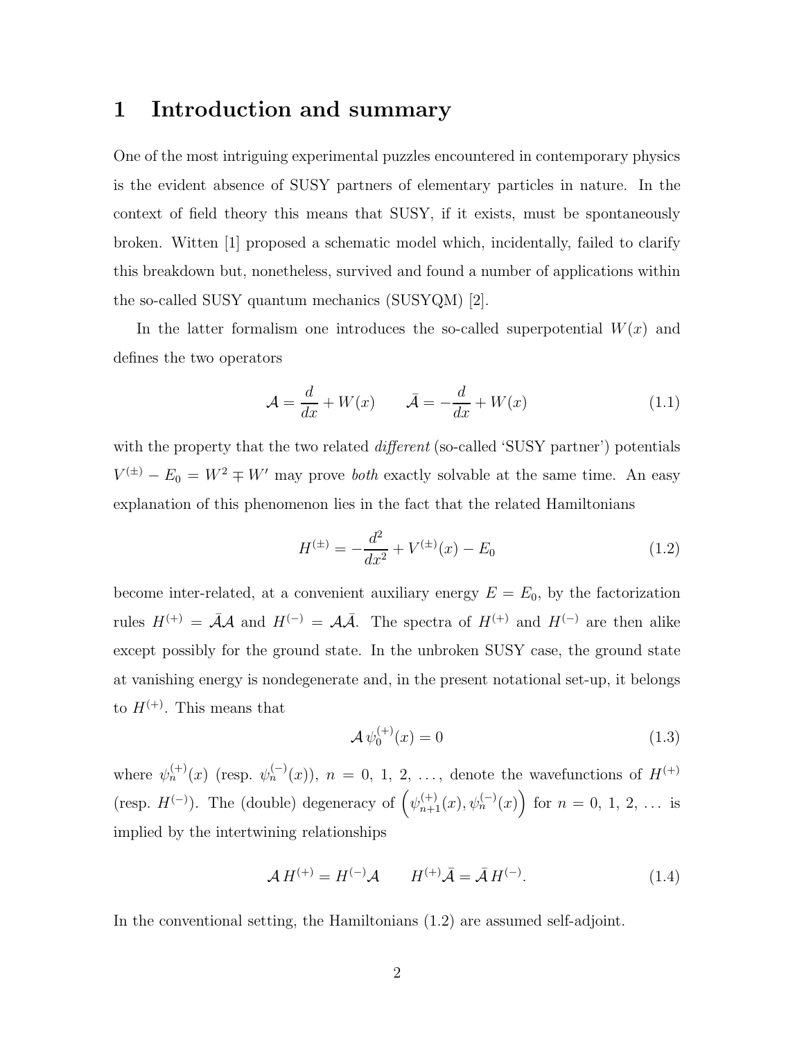# 1 Introduction and summary

One of the most intriguing experimental puzzles encountered in contemporary physics is the evident absence of SUSY partners of elementary particles in nature. In the context of field theory this means that SUSY, if it exists, must be spontaneously broken. Witten [1] proposed a schematic model which, incidentally, failed to clarify this breakdown but, nonetheless, survived and found a number of applications within the so-called SUSY quantum mechanics (SUSYQM) [2].

In the latter formalism one introduces the so-called superpotential $W(x)$ and defines the two operators

$$\mathcal{A} = \frac{d}{dx} + W(x) \qquad \bar{\mathcal{A}} = -\frac{d}{dx} + W(x) \tag{1.1}$$

with the property that the two related *different* (so-called 'SUSY partner') potentials $V^{(\pm)} - E_0 = W^2 \mp W'$ may prove *both* exactly solvable at the same time. An easy explanation of this phenomenon lies in the fact that the related Hamiltonians

$$H^{(\pm)} = -\frac{d^2}{dx^2} + V^{(\pm)}(x) - E_0 \tag{1.2}$$

become inter-related, at a convenient auxiliary energy $E = E_0$, by the factorization rules $H^{(+)} = \bar{\mathcal{A}}\mathcal{A}$ and $H^{(-)} = \mathcal{A}\bar{\mathcal{A}}$. The spectra of $H^{(+)}$ and $H^{(-)}$ are then alike except possibly for the ground state. In the unbroken SUSY case, the ground state at vanishing energy is nondegenerate and, in the present notational set-up, it belongs to $H^{(+)}$. This means that

$$\mathcal{A}\,\psi_0^{(+)}(x) = 0 \tag{1.3}$$

where $\psi_n^{(+)}(x)$ (resp. $\psi_n^{(-)}(x)$), $n = 0, 1, 2, \ldots$, denote the wavefunctions of $H^{(+)}$ (resp. $H^{(-)}$). The (double) degeneracy of $\left(\psi_{n+1}^{(+)}(x), \psi_n^{(-)}(x)\right)$ for $n = 0, 1, 2, \ldots$ is implied by the intertwining relationships

$$\mathcal{A}\,H^{(+)} = H^{(-)}\mathcal{A} \qquad H^{(+)}\bar{\mathcal{A}} = \bar{\mathcal{A}}\,H^{(-)}. \tag{1.4}$$

In the conventional setting, the Hamiltonians (1.2) are assumed self-adjoint.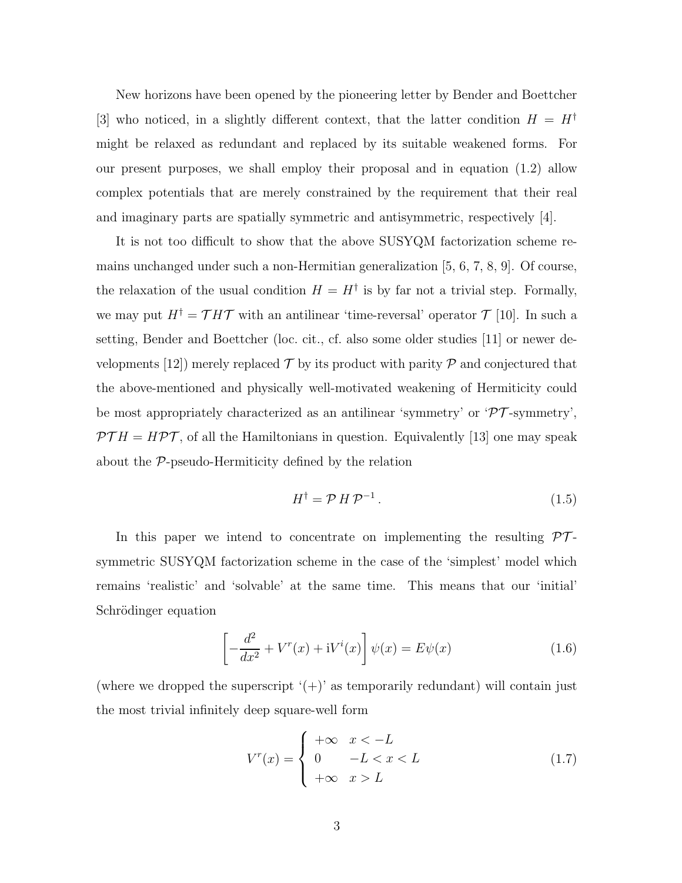New horizons have been opened by the pioneering letter by Bender and Boettcher [3] who noticed, in a slightly different context, that the latter condition $H = H^\dagger$ might be relaxed as redundant and replaced by its suitable weakened forms. For our present purposes, we shall employ their proposal and in equation (1.2) allow complex potentials that are merely constrained by the requirement that their real and imaginary parts are spatially symmetric and antisymmetric, respectively [4].

It is not too difficult to show that the above SUSYQM factorization scheme remains unchanged under such a non-Hermitian generalization [5, 6, 7, 8, 9]. Of course, the relaxation of the usual condition $H = H^\dagger$ is by far not a trivial step. Formally, we may put $H^\dagger = \mathcal{T} H \mathcal{T}$ with an antilinear 'time-reversal' operator $\mathcal{T}$ [10]. In such a setting, Bender and Boettcher (loc. cit., cf. also some older studies [11] or newer developments [12]) merely replaced $\mathcal{T}$ by its product with parity $\mathcal{P}$ and conjectured that the above-mentioned and physically well-motivated weakening of Hermiticity could be most appropriately characterized as an antilinear 'symmetry' or '$\mathcal{PT}$-symmetry', $\mathcal{PT}H = H\mathcal{PT}$, of all the Hamiltonians in question. Equivalently [13] one may speak about the $\mathcal{P}$-pseudo-Hermiticity defined by the relation

$$H^\dagger = \mathcal{P}\, H\, \mathcal{P}^{-1}\,. \tag{1.5}$$

In this paper we intend to concentrate on implementing the resulting $\mathcal{PT}$-symmetric SUSYQM factorization scheme in the case of the 'simplest' model which remains 'realistic' and 'solvable' at the same time. This means that our 'initial' Schrödinger equation

$$\left[-\frac{d^2}{dx^2} + V^r(x) + \mathrm{i}V^i(x)\right]\psi(x) = E\psi(x) \tag{1.6}$$

(where we dropped the superscript '(+)' as temporarily redundant) will contain just the most trivial infinitely deep square-well form

$$V^r(x) = \begin{cases} +\infty & x < -L \\ 0 & -L < x < L \\ +\infty & x > L \end{cases} \tag{1.7}$$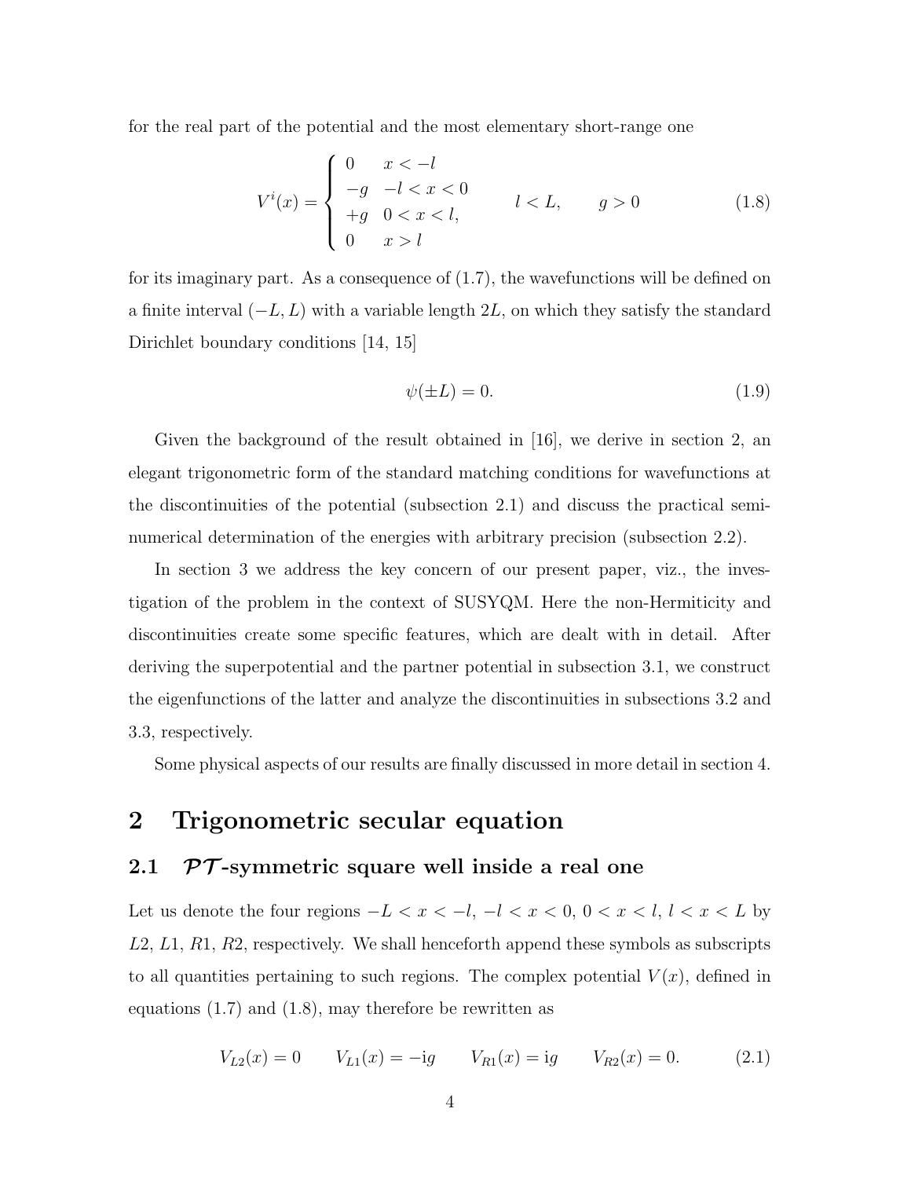for the real part of the potential and the most elementary short-range one

$$
V^i(x) = \begin{cases} 0 & x < -l \\ -g & -l < x < 0 \\ +g & 0 < x < l, \\ 0 & x > l \end{cases} \qquad l < L, \qquad g > 0 \tag{1.8}
$$

for its imaginary part. As a consequence of (1.7), the wavefunctions will be defined on a finite interval $(-L, L)$ with a variable length $2L$, on which they satisfy the standard Dirichlet boundary conditions [14, 15]

$$
\psi(\pm L) = 0. \tag{1.9}
$$

Given the background of the result obtained in [16], we derive in section 2, an elegant trigonometric form of the standard matching conditions for wavefunctions at the discontinuities of the potential (subsection 2.1) and discuss the practical semi-numerical determination of the energies with arbitrary precision (subsection 2.2).

In section 3 we address the key concern of our present paper, viz., the investigation of the problem in the context of SUSYQM. Here the non-Hermiticity and discontinuities create some specific features, which are dealt with in detail. After deriving the superpotential and the partner potential in subsection 3.1, we construct the eigenfunctions of the latter and analyze the discontinuities in subsections 3.2 and 3.3, respectively.

Some physical aspects of our results are finally discussed in more detail in section 4.

# 2 Trigonometric secular equation

## 2.1 $\mathcal{PT}$-symmetric square well inside a real one

Let us denote the four regions $-L < x < -l$, $-l < x < 0$, $0 < x < l$, $l < x < L$ by $L2$, $L1$, $R1$, $R2$, respectively. We shall henceforth append these symbols as subscripts to all quantities pertaining to such regions. The complex potential $V(x)$, defined in equations (1.7) and (1.8), may therefore be rewritten as

$$
V_{L2}(x) = 0 \qquad V_{L1}(x) = -\mathrm{i}g \qquad V_{R1}(x) = \mathrm{i}g \qquad V_{R2}(x) = 0. \tag{2.1}
$$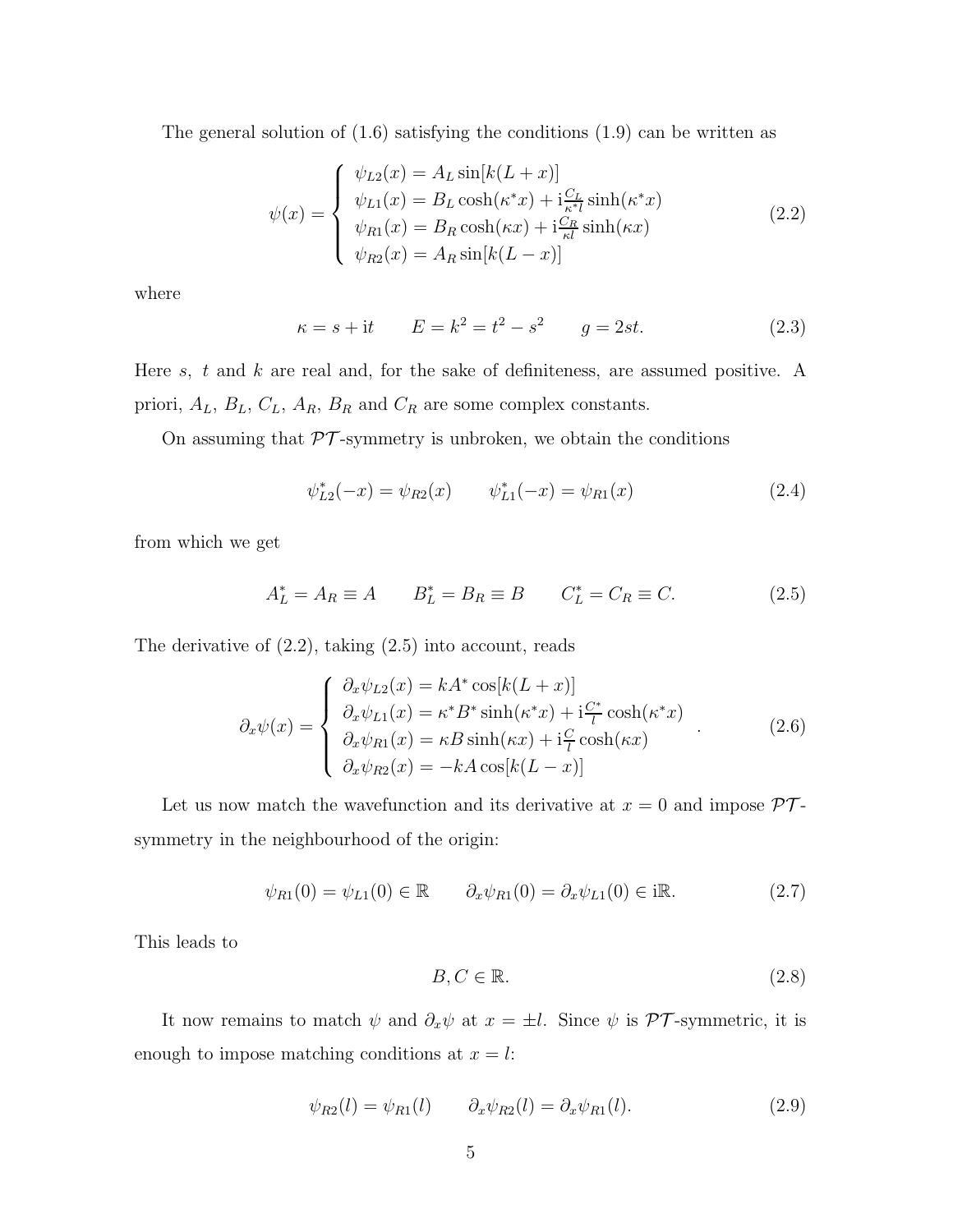The general solution of (1.6) satisfying the conditions (1.9) can be written as

$$
\psi(x) = \left\{ \begin{array}{l} \psi_{L2}(x) = A_L \sin[k(L+x)] \\ \psi_{L1}(x) = B_L \cosh(\kappa^* x) + \mathrm{i}\frac{C_L}{\kappa^* l}\sinh(\kappa^* x) \\ \psi_{R1}(x) = B_R \cosh(\kappa x) + \mathrm{i}\frac{C_R}{\kappa l}\sinh(\kappa x) \\ \psi_{R2}(x) = A_R \sin[k(L-x)] \end{array} \right. \tag{2.2}
$$

where

$$
\kappa = s + \mathrm{i}t \qquad E = k^2 = t^2 - s^2 \qquad g = 2st. \tag{2.3}
$$

Here $s$, $t$ and $k$ are real and, for the sake of definiteness, are assumed positive. A priori, $A_L$, $B_L$, $C_L$, $A_R$, $B_R$ and $C_R$ are some complex constants.

On assuming that $\mathcal{PT}$-symmetry is unbroken, we obtain the conditions

$$
\psi^*_{L2}(-x) = \psi_{R2}(x) \qquad \psi^*_{L1}(-x) = \psi_{R1}(x) \tag{2.4}
$$

from which we get

$$
A^*_L = A_R \equiv A \qquad B^*_L = B_R \equiv B \qquad C^*_L = C_R \equiv C. \tag{2.5}
$$

The derivative of (2.2), taking (2.5) into account, reads

$$
\partial_x\psi(x) = \left\{ \begin{array}{l} \partial_x\psi_{L2}(x) = kA^* \cos[k(L+x)] \\ \partial_x\psi_{L1}(x) = \kappa^* B^* \sinh(\kappa^* x) + \mathrm{i}\frac{C^*}{l}\cosh(\kappa^* x) \\ \partial_x\psi_{R1}(x) = \kappa B \sinh(\kappa x) + \mathrm{i}\frac{C}{l}\cosh(\kappa x) \\ \partial_x\psi_{R2}(x) = -kA \cos[k(L-x)] \end{array} \right. . \tag{2.6}
$$

Let us now match the wavefunction and its derivative at $x = 0$ and impose $\mathcal{PT}$-symmetry in the neighbourhood of the origin:

$$
\psi_{R1}(0) = \psi_{L1}(0) \in \mathbb{R} \qquad \partial_x\psi_{R1}(0) = \partial_x\psi_{L1}(0) \in \mathrm{i}\mathbb{R}. \tag{2.7}
$$

This leads to

$$
B, C \in \mathbb{R}. \tag{2.8}
$$

It now remains to match $\psi$ and $\partial_x\psi$ at $x = \pm l$. Since $\psi$ is $\mathcal{PT}$-symmetric, it is enough to impose matching conditions at $x = l$:

$$
\psi_{R2}(l) = \psi_{R1}(l) \qquad \partial_x\psi_{R2}(l) = \partial_x\psi_{R1}(l). \tag{2.9}
$$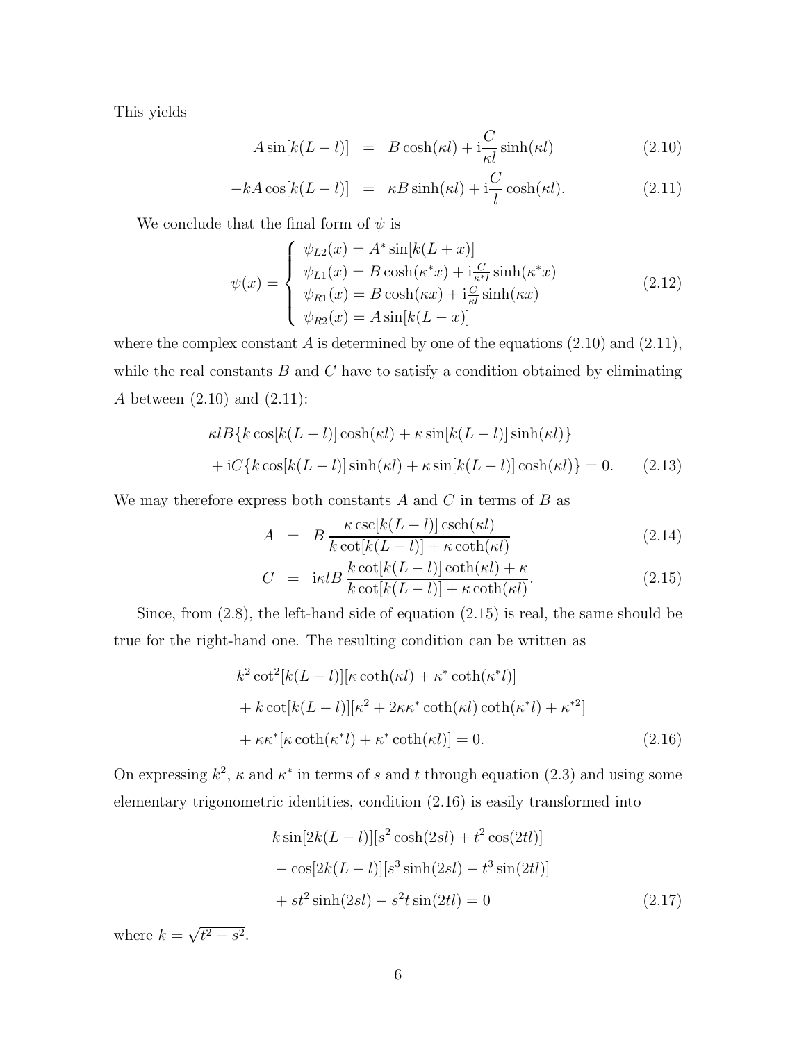This yields

$$A\sin[k(L-l)] = B\cosh(\kappa l) + \mathrm{i}\frac{C}{\kappa l}\sinh(\kappa l) \tag{2.10}$$

$$-kA\cos[k(L-l)] = \kappa B\sinh(\kappa l) + \mathrm{i}\frac{C}{l}\cosh(\kappa l). \tag{2.11}$$

We conclude that the final form of $\psi$ is

$$\psi(x) = \begin{cases} \psi_{L2}(x) = A^*\sin[k(L+x)] \\ \psi_{L1}(x) = B\cosh(\kappa^* x) + \mathrm{i}\frac{C}{\kappa^* l}\sinh(\kappa^* x) \\ \psi_{R1}(x) = B\cosh(\kappa x) + \mathrm{i}\frac{C}{\kappa l}\sinh(\kappa x) \\ \psi_{R2}(x) = A\sin[k(L-x)] \end{cases} \tag{2.12}$$

where the complex constant $A$ is determined by one of the equations (2.10) and (2.11), while the real constants $B$ and $C$ have to satisfy a condition obtained by eliminating $A$ between (2.10) and (2.11):

$$\kappa l B\{k\cos[k(L-l)]\cosh(\kappa l) + \kappa\sin[k(L-l)]\sinh(\kappa l)\}$$
$$+\mathrm{i}C\{k\cos[k(L-l)]\sinh(\kappa l) + \kappa\sin[k(L-l)]\cosh(\kappa l)\} = 0. \tag{2.13}$$

We may therefore express both constants $A$ and $C$ in terms of $B$ as

$$A = B\,\frac{\kappa\csc[k(L-l)]\,\mathrm{csch}(\kappa l)}{k\cot[k(L-l)] + \kappa\coth(\kappa l)} \tag{2.14}$$

$$C = \mathrm{i}\kappa l B\,\frac{k\cot[k(L-l)]\coth(\kappa l) + \kappa}{k\cot[k(L-l)] + \kappa\coth(\kappa l)}. \tag{2.15}$$

Since, from (2.8), the left-hand side of equation (2.15) is real, the same should be true for the right-hand one. The resulting condition can be written as

$$k^2\cot^2[k(L-l)][\kappa\coth(\kappa l) + \kappa^*\coth(\kappa^* l)]$$
$$+k\cot[k(L-l)][\kappa^2 + 2\kappa\kappa^*\coth(\kappa l)\coth(\kappa^* l) + \kappa^{*2}]$$
$$+\kappa\kappa^*[\kappa\coth(\kappa^* l) + \kappa^*\coth(\kappa l)] = 0. \tag{2.16}$$

On expressing $k^2$, $\kappa$ and $\kappa^*$ in terms of $s$ and $t$ through equation (2.3) and using some elementary trigonometric identities, condition (2.16) is easily transformed into

$$k\sin[2k(L-l)][s^2\cosh(2sl) + t^2\cos(2tl)]$$
$$-\cos[2k(L-l)][s^3\sinh(2sl) - t^3\sin(2tl)]$$
$$+st^2\sinh(2sl) - s^2 t\sin(2tl) = 0 \tag{2.17}$$

where $k = \sqrt{t^2 - s^2}$.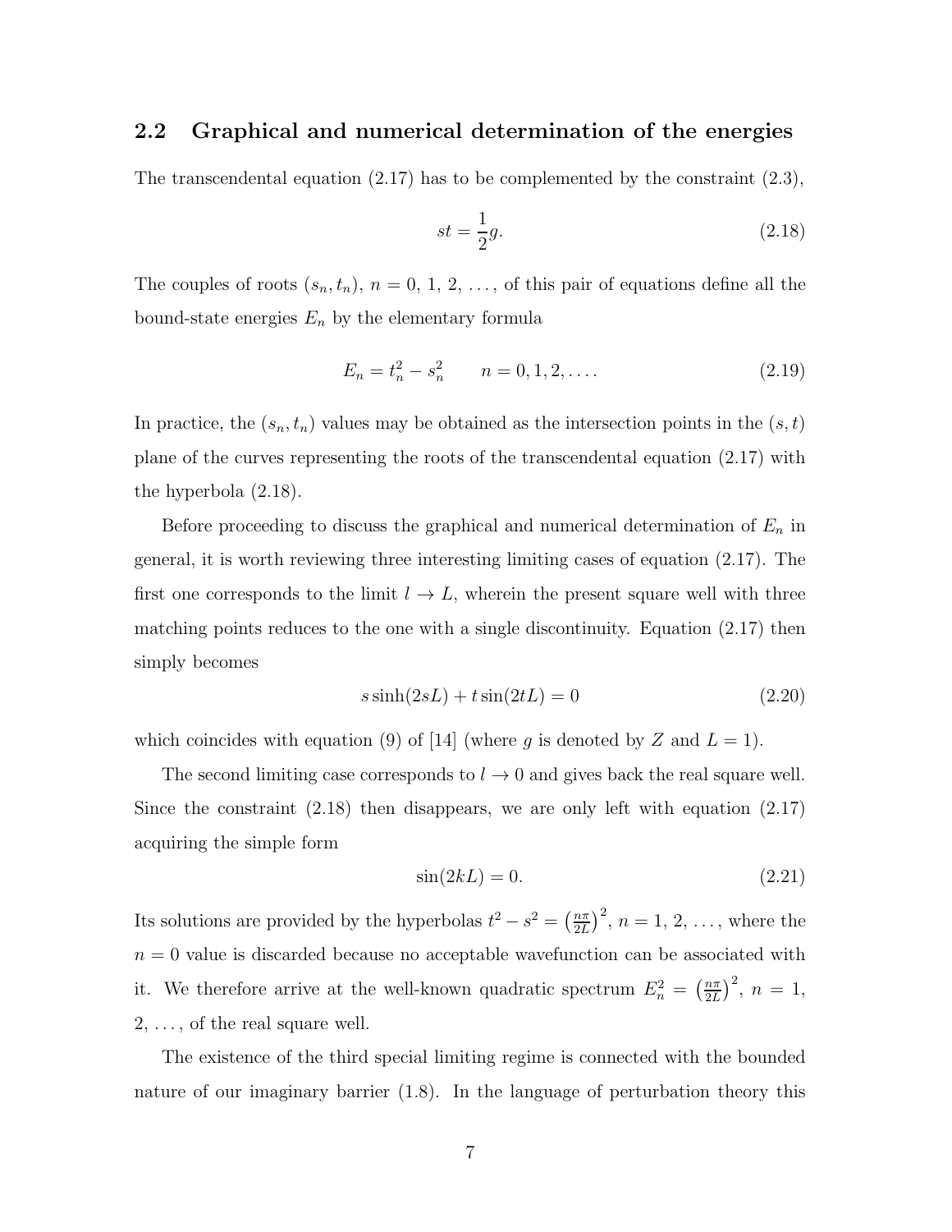## 2.2 Graphical and numerical determination of the energies

The transcendental equation (2.17) has to be complemented by the constraint (2.3),

$$st = \frac{1}{2}g. \tag{2.18}$$

The couples of roots $(s_n, t_n)$, $n = 0, 1, 2, \ldots$, of this pair of equations define all the bound-state energies $E_n$ by the elementary formula

$$E_n = t_n^2 - s_n^2 \qquad n = 0, 1, 2, \ldots. \tag{2.19}$$

In practice, the $(s_n, t_n)$ values may be obtained as the intersection points in the $(s, t)$ plane of the curves representing the roots of the transcendental equation (2.17) with the hyperbola (2.18).

Before proceeding to discuss the graphical and numerical determination of $E_n$ in general, it is worth reviewing three interesting limiting cases of equation (2.17). The first one corresponds to the limit $l \to L$, wherein the present square well with three matching points reduces to the one with a single discontinuity. Equation (2.17) then simply becomes

$$s \sinh(2sL) + t \sin(2tL) = 0 \tag{2.20}$$

which coincides with equation (9) of [14] (where $g$ is denoted by $Z$ and $L = 1$).

The second limiting case corresponds to $l \to 0$ and gives back the real square well. Since the constraint (2.18) then disappears, we are only left with equation (2.17) acquiring the simple form

$$\sin(2kL) = 0. \tag{2.21}$$

Its solutions are provided by the hyperbolas $t^2 - s^2 = \left(\frac{n\pi}{2L}\right)^2$, $n = 1, 2, \ldots$, where the $n = 0$ value is discarded because no acceptable wavefunction can be associated with it. We therefore arrive at the well-known quadratic spectrum $E_n^2 = \left(\frac{n\pi}{2L}\right)^2$, $n = 1, 2, \ldots$, of the real square well.

The existence of the third special limiting regime is connected with the bounded nature of our imaginary barrier (1.8). In the language of perturbation theory this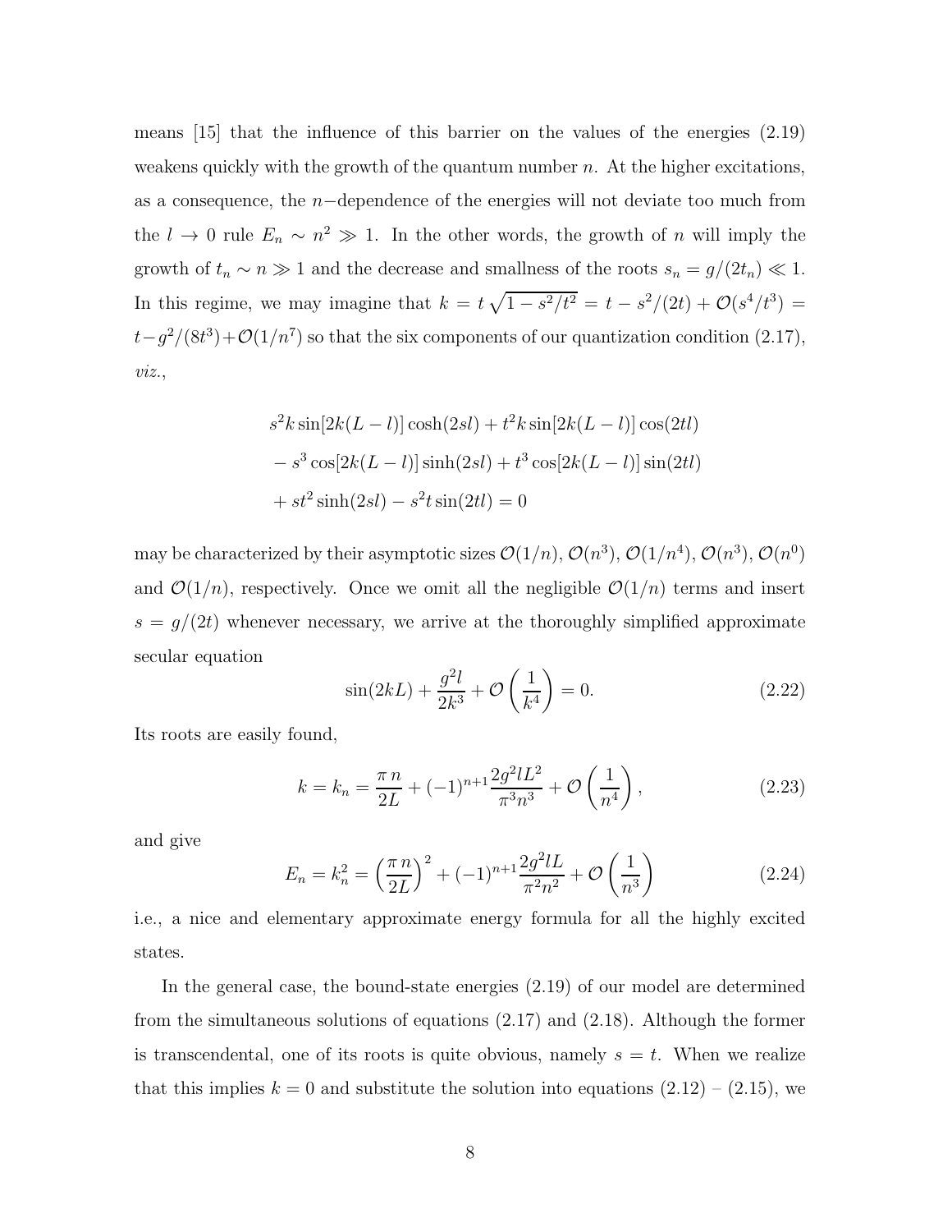means [15] that the influence of this barrier on the values of the energies (2.19) weakens quickly with the growth of the quantum number $n$. At the higher excitations, as a consequence, the $n-$dependence of the energies will not deviate too much from the $l \to 0$ rule $E_n \sim n^2 \gg 1$. In the other words, the growth of $n$ will imply the growth of $t_n \sim n \gg 1$ and the decrease and smallness of the roots $s_n = g/(2t_n) \ll 1$. In this regime, we may imagine that $k = t\sqrt{1 - s^2/t^2} = t - s^2/(2t) + \mathcal{O}(s^4/t^3) = t - g^2/(8t^3) + \mathcal{O}(1/n^7)$ so that the six components of our quantization condition (2.17), *viz.*,

$$
\begin{aligned}
& s^2 k \sin[2k(L-l)] \cosh(2sl) + t^2 k \sin[2k(L-l)] \cos(2tl) \\
& - s^3 \cos[2k(L-l)] \sinh(2sl) + t^3 \cos[2k(L-l)] \sin(2tl) \\
& + st^2 \sinh(2sl) - s^2 t \sin(2tl) = 0
\end{aligned}
$$

may be characterized by their asymptotic sizes $\mathcal{O}(1/n)$, $\mathcal{O}(n^3)$, $\mathcal{O}(1/n^4)$, $\mathcal{O}(n^3)$, $\mathcal{O}(n^0)$ and $\mathcal{O}(1/n)$, respectively. Once we omit all the negligible $\mathcal{O}(1/n)$ terms and insert $s = g/(2t)$ whenever necessary, we arrive at the thoroughly simplified approximate secular equation

$$
\sin(2kL) + \frac{g^2 l}{2k^3} + \mathcal{O}\left(\frac{1}{k^4}\right) = 0. \tag{2.22}
$$

Its roots are easily found,

$$
k = k_n = \frac{\pi\, n}{2L} + (-1)^{n+1} \frac{2g^2 l L^2}{\pi^3 n^3} + \mathcal{O}\left(\frac{1}{n^4}\right), \tag{2.23}
$$

and give

$$
E_n = k_n^2 = \left(\frac{\pi\, n}{2L}\right)^2 + (-1)^{n+1} \frac{2g^2 l L}{\pi^2 n^2} + \mathcal{O}\left(\frac{1}{n^3}\right) \tag{2.24}
$$

i.e., a nice and elementary approximate energy formula for all the highly excited states.

In the general case, the bound-state energies (2.19) of our model are determined from the simultaneous solutions of equations (2.17) and (2.18). Although the former is transcendental, one of its roots is quite obvious, namely $s = t$. When we realize that this implies $k = 0$ and substitute the solution into equations (2.12) – (2.15), we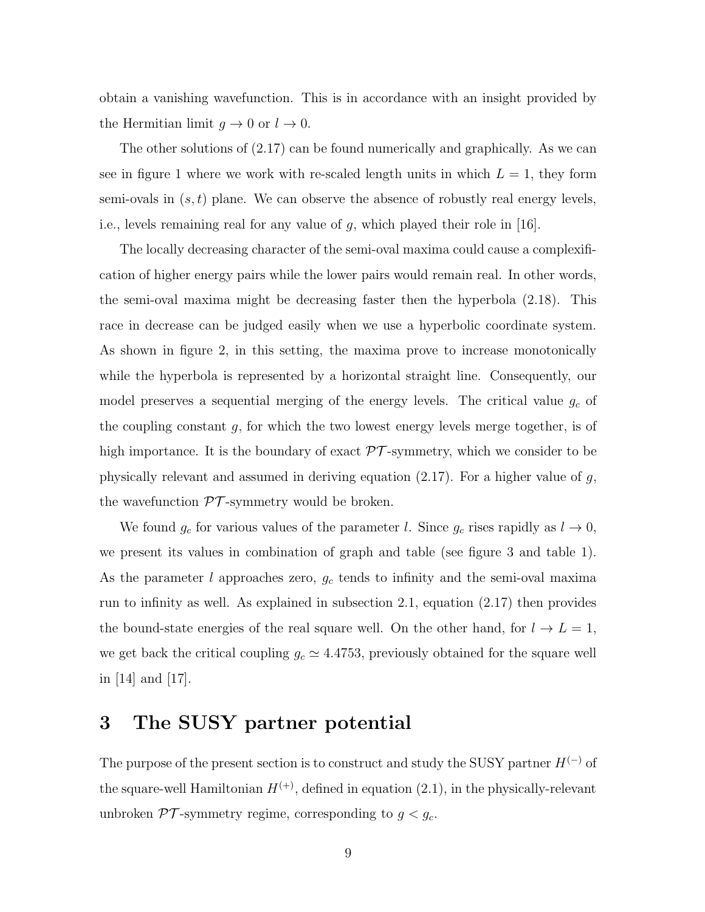obtain a vanishing wavefunction. This is in accordance with an insight provided by the Hermitian limit $g \to 0$ or $l \to 0$.

The other solutions of (2.17) can be found numerically and graphically. As we can see in figure 1 where we work with re-scaled length units in which $L = 1$, they form semi-ovals in $(s, t)$ plane. We can observe the absence of robustly real energy levels, i.e., levels remaining real for any value of $g$, which played their role in [16].

The locally decreasing character of the semi-oval maxima could cause a complexification of higher energy pairs while the lower pairs would remain real. In other words, the semi-oval maxima might be decreasing faster then the hyperbola (2.18). This race in decrease can be judged easily when we use a hyperbolic coordinate system. As shown in figure 2, in this setting, the maxima prove to increase monotonically while the hyperbola is represented by a horizontal straight line. Consequently, our model preserves a sequential merging of the energy levels. The critical value $g_c$ of the coupling constant $g$, for which the two lowest energy levels merge together, is of high importance. It is the boundary of exact $\mathcal{PT}$-symmetry, which we consider to be physically relevant and assumed in deriving equation (2.17). For a higher value of $g$, the wavefunction $\mathcal{PT}$-symmetry would be broken.

We found $g_c$ for various values of the parameter $l$. Since $g_c$ rises rapidly as $l \to 0$, we present its values in combination of graph and table (see figure 3 and table 1). As the parameter $l$ approaches zero, $g_c$ tends to infinity and the semi-oval maxima run to infinity as well. As explained in subsection 2.1, equation (2.17) then provides the bound-state energies of the real square well. On the other hand, for $l \to L = 1$, we get back the critical coupling $g_c \simeq 4.4753$, previously obtained for the square well in [14] and [17].

# 3 The SUSY partner potential

The purpose of the present section is to construct and study the SUSY partner $H^{(-)}$ of the square-well Hamiltonian $H^{(+)}$, defined in equation (2.1), in the physically-relevant unbroken $\mathcal{PT}$-symmetry regime, corresponding to $g < g_c$.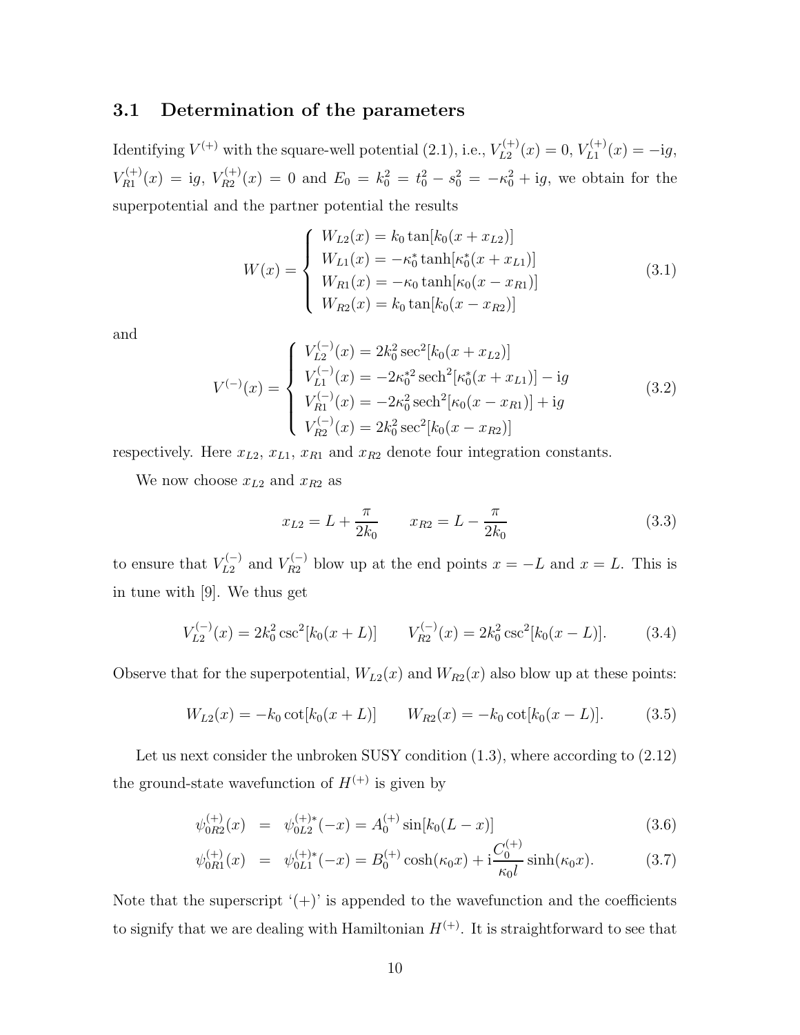### 3.1 Determination of the parameters

Identifying $V^{(+)}$ with the square-well potential (2.1), i.e., $V_{L2}^{(+)}(x) = 0$, $V_{L1}^{(+)}(x) = -\mathrm{i}g$, $V_{R1}^{(+)}(x) = \mathrm{i}g$, $V_{R2}^{(+)}(x) = 0$ and $E_0 = k_0^2 = t_0^2 - s_0^2 = -\kappa_0^2 + \mathrm{i}g$, we obtain for the superpotential and the partner potential the results

$$W(x) = \begin{cases} W_{L2}(x) = k_0 \tan[k_0(x + x_{L2})] \\ W_{L1}(x) = -\kappa_0^* \tanh[\kappa_0^*(x + x_{L1})] \\ W_{R1}(x) = -\kappa_0 \tanh[\kappa_0(x - x_{R1})] \\ W_{R2}(x) = k_0 \tan[k_0(x - x_{R2})] \end{cases} \tag{3.1}$$

and

$$V^{(-)}(x) = \begin{cases} V_{L2}^{(-)}(x) = 2k_0^2 \sec^2[k_0(x + x_{L2})] \\ V_{L1}^{(-)}(x) = -2\kappa_0^{*2} \operatorname{sech}^2[\kappa_0^*(x + x_{L1})] - \mathrm{i}g \\ V_{R1}^{(-)}(x) = -2\kappa_0^2 \operatorname{sech}^2[\kappa_0(x - x_{R1})] + \mathrm{i}g \\ V_{R2}^{(-)}(x) = 2k_0^2 \sec^2[k_0(x - x_{R2})] \end{cases} \tag{3.2}$$

respectively. Here $x_{L2}$, $x_{L1}$, $x_{R1}$ and $x_{R2}$ denote four integration constants.

We now choose $x_{L2}$ and $x_{R2}$ as

$$x_{L2} = L + \frac{\pi}{2k_0} \qquad x_{R2} = L - \frac{\pi}{2k_0} \tag{3.3}$$

to ensure that $V_{L2}^{(-)}$ and $V_{R2}^{(-)}$ blow up at the end points $x = -L$ and $x = L$. This is in tune with [9]. We thus get

$$V_{L2}^{(-)}(x) = 2k_0^2 \csc^2[k_0(x + L)] \qquad V_{R2}^{(-)}(x) = 2k_0^2 \csc^2[k_0(x - L)]. \tag{3.4}$$

Observe that for the superpotential, $W_{L2}(x)$ and $W_{R2}(x)$ also blow up at these points:

$$W_{L2}(x) = -k_0 \cot[k_0(x + L)] \qquad W_{R2}(x) = -k_0 \cot[k_0(x - L)]. \tag{3.5}$$

Let us next consider the unbroken SUSY condition (1.3), where according to (2.12) the ground-state wavefunction of $H^{(+)}$ is given by

$$\psi_{0R2}^{(+)}(x) = \psi_{0L2}^{(+)*}(-x) = A_0^{(+)} \sin[k_0(L - x)] \tag{3.6}$$

$$\psi_{0R1}^{(+)}(x) = \psi_{0L1}^{(+)*}(-x) = B_0^{(+)} \cosh(\kappa_0 x) + \mathrm{i}\frac{C_0^{(+)}}{\kappa_0 l} \sinh(\kappa_0 x). \tag{3.7}$$

Note that the superscript '(+)' is appended to the wavefunction and the coefficients to signify that we are dealing with Hamiltonian $H^{(+)}$. It is straightforward to see that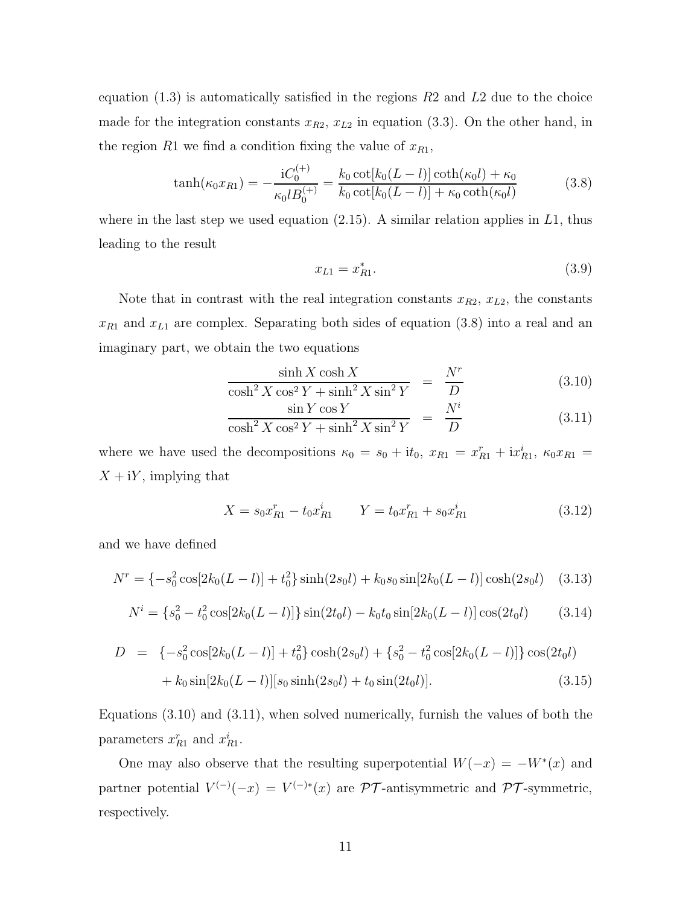equation (1.3) is automatically satisfied in the regions $R2$ and $L2$ due to the choice made for the integration constants $x_{R2}$, $x_{L2}$ in equation (3.3). On the other hand, in the region $R1$ we find a condition fixing the value of $x_{R1}$,

$$\tanh(\kappa_0 x_{R1}) = -\frac{\mathrm{i}C_0^{(+)}}{\kappa_0 l B_0^{(+)}} = \frac{k_0 \cot[k_0(L-l)]\coth(\kappa_0 l) + \kappa_0}{k_0 \cot[k_0(L-l)] + \kappa_0 \coth(\kappa_0 l)} \tag{3.8}$$

where in the last step we used equation (2.15). A similar relation applies in $L1$, thus leading to the result

$$x_{L1} = x_{R1}^{*}. \tag{3.9}$$

Note that in contrast with the real integration constants $x_{R2}$, $x_{L2}$, the constants $x_{R1}$ and $x_{L1}$ are complex. Separating both sides of equation (3.8) into a real and an imaginary part, we obtain the two equations

$$\frac{\sinh X \cosh X}{\cosh^2 X \cos^2 Y + \sinh^2 X \sin^2 Y} = \frac{N^r}{D} \tag{3.10}$$

$$\frac{\sin Y \cos Y}{\cosh^2 X \cos^2 Y + \sinh^2 X \sin^2 Y} = \frac{N^i}{D} \tag{3.11}$$

where we have used the decompositions $\kappa_0 = s_0 + \mathrm{i}t_0$, $x_{R1} = x_{R1}^r + \mathrm{i}x_{R1}^i$, $\kappa_0 x_{R1} = X + \mathrm{i}Y$, implying that

$$X = s_0 x_{R1}^r - t_0 x_{R1}^i \qquad Y = t_0 x_{R1}^r + s_0 x_{R1}^i \tag{3.12}$$

and we have defined

$$N^r = \{-s_0^2 \cos[2k_0(L-l)] + t_0^2\}\sinh(2s_0 l) + k_0 s_0 \sin[2k_0(L-l)]\cosh(2s_0 l) \tag{3.13}$$

$$N^i = \{s_0^2 - t_0^2 \cos[2k_0(L-l)]\}\sin(2t_0 l) - k_0 t_0 \sin[2k_0(L-l)]\cos(2t_0 l) \tag{3.14}$$

$$\begin{aligned} D \;=\; & \{-s_0^2 \cos[2k_0(L-l)] + t_0^2\}\cosh(2s_0 l) + \{s_0^2 - t_0^2 \cos[2k_0(L-l)]\}\cos(2t_0 l) \\ & + k_0 \sin[2k_0(L-l)][s_0 \sinh(2s_0 l) + t_0 \sin(2t_0 l)]. \end{aligned} \tag{3.15}$$

Equations (3.10) and (3.11), when solved numerically, furnish the values of both the parameters $x_{R1}^r$ and $x_{R1}^i$.

One may also observe that the resulting superpotential $W(-x) = -W^*(x)$ and partner potential $V^{(-)}(-x) = V^{(-)*}(x)$ are $\mathcal{PT}$-antisymmetric and $\mathcal{PT}$-symmetric, respectively.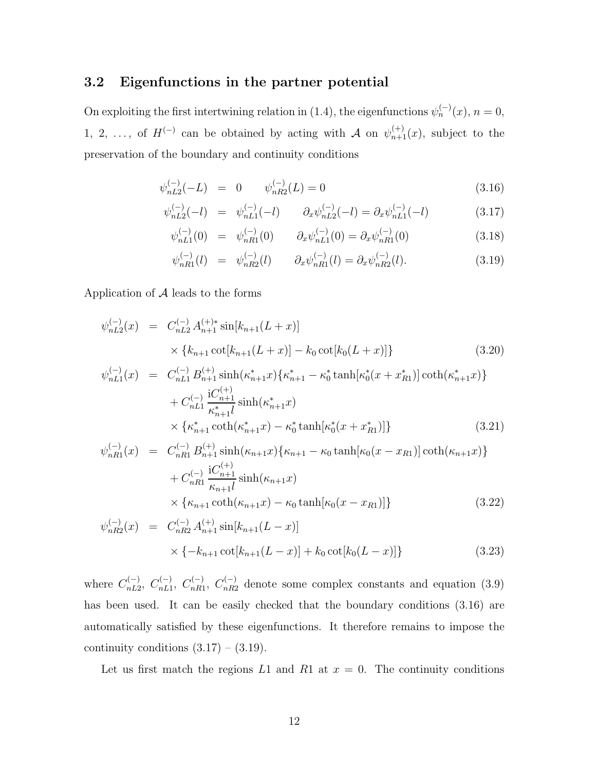### 3.2 Eigenfunctions in the partner potential

On exploiting the first intertwining relation in (1.4), the eigenfunctions $\psi_n^{(-)}(x)$, $n = 0$, 1, 2, $\ldots$, of $H^{(-)}$ can be obtained by acting with $\mathcal{A}$ on $\psi_{n+1}^{(+)}(x)$, subject to the preservation of the boundary and continuity conditions

$$
\begin{aligned}
\psi_{nL2}^{(-)}(-L) &= 0 \qquad \psi_{nR2}^{(-)}(L) = 0 &(3.16)\\
\psi_{nL2}^{(-)}(-l) &= \psi_{nL1}^{(-)}(-l) \qquad \partial_x\psi_{nL2}^{(-)}(-l) = \partial_x\psi_{nL1}^{(-)}(-l) &(3.17)\\
\psi_{nL1}^{(-)}(0) &= \psi_{nR1}^{(-)}(0) \qquad \partial_x\psi_{nL1}^{(-)}(0) = \partial_x\psi_{nR1}^{(-)}(0) &(3.18)\\
\psi_{nR1}^{(-)}(l) &= \psi_{nR2}^{(-)}(l) \qquad \partial_x\psi_{nR1}^{(-)}(l) = \partial_x\psi_{nR2}^{(-)}(l). &(3.19)
\end{aligned}
$$

Application of $\mathcal{A}$ leads to the forms

$$
\begin{aligned}
\psi_{nL2}^{(-)}(x) &= C_{nL2}^{(-)}\, A_{n+1}^{(+)*} \sin[k_{n+1}(L+x)] \\
&\quad \times \{k_{n+1}\cot[k_{n+1}(L+x)] - k_0\cot[k_0(L+x)]\} &(3.20)\\
\psi_{nL1}^{(-)}(x) &= C_{nL1}^{(-)}\, B_{n+1}^{(+)} \sinh(\kappa_{n+1}^* x)\{\kappa_{n+1}^* - \kappa_0^*\tanh[\kappa_0^*(x + x_{R1}^*)]\coth(\kappa_{n+1}^* x)\} \\
&\quad + C_{nL1}^{(-)}\, \frac{\mathrm{i}C_{n+1}^{(+)}}{\kappa_{n+1}^* l}\sinh(\kappa_{n+1}^* x) \\
&\quad \times \{\kappa_{n+1}^*\coth(\kappa_{n+1}^* x) - \kappa_0^*\tanh[\kappa_0^*(x + x_{R1}^*)]\} &(3.21)\\
\psi_{nR1}^{(-)}(x) &= C_{nR1}^{(-)}\, B_{n+1}^{(+)} \sinh(\kappa_{n+1} x)\{\kappa_{n+1} - \kappa_0\tanh[\kappa_0(x - x_{R1})]\coth(\kappa_{n+1} x)\} \\
&\quad + C_{nR1}^{(-)}\, \frac{\mathrm{i}C_{n+1}^{(+)}}{\kappa_{n+1} l}\sinh(\kappa_{n+1} x) \\
&\quad \times \{\kappa_{n+1}\coth(\kappa_{n+1} x) - \kappa_0\tanh[\kappa_0(x - x_{R1})]\} &(3.22)\\
\psi_{nR2}^{(-)}(x) &= C_{nR2}^{(-)}\, A_{n+1}^{(+)} \sin[k_{n+1}(L-x)] \\
&\quad \times \{-k_{n+1}\cot[k_{n+1}(L-x)] + k_0\cot[k_0(L-x)]\} &(3.23)
\end{aligned}
$$

where $C_{nL2}^{(-)}$, $C_{nL1}^{(-)}$, $C_{nR1}^{(-)}$, $C_{nR2}^{(-)}$ denote some complex constants and equation (3.9) has been used. It can be easily checked that the boundary conditions (3.16) are automatically satisfied by these eigenfunctions. It therefore remains to impose the continuity conditions (3.17) – (3.19).

Let us first match the regions $L1$ and $R1$ at $x = 0$. The continuity conditions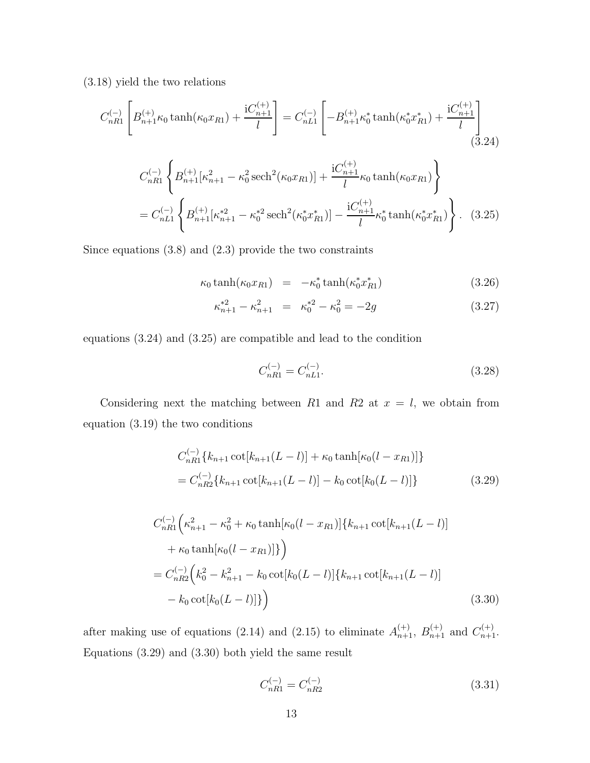(3.18) yield the two relations

$$C_{nR1}^{(-)}\left[B_{n+1}^{(+)}\kappa_0\tanh(\kappa_0 x_{R1})+\frac{\mathrm{i}C_{n+1}^{(+)}}{l}\right]=C_{nL1}^{(-)}\left[-B_{n+1}^{(+)}\kappa_0^*\tanh(\kappa_0^* x_{R1}^*)+\frac{\mathrm{i}C_{n+1}^{(+)}}{l}\right] \tag{3.24}$$

$$\begin{aligned}C_{nR1}^{(-)}&\left\{B_{n+1}^{(+)}[\kappa_{n+1}^2-\kappa_0^2\,\mathrm{sech}^2(\kappa_0 x_{R1})]+\frac{\mathrm{i}C_{n+1}^{(+)}}{l}\kappa_0\tanh(\kappa_0 x_{R1})\right\}\\ &=C_{nL1}^{(-)}\left\{B_{n+1}^{(+)}[\kappa_{n+1}^{*2}-\kappa_0^{*2}\,\mathrm{sech}^2(\kappa_0^* x_{R1}^*)]-\frac{\mathrm{i}C_{n+1}^{(+)}}{l}\kappa_0^*\tanh(\kappa_0^* x_{R1}^*)\right\}.\end{aligned} \tag{3.25}$$

Since equations (3.8) and (2.3) provide the two constraints

$$\kappa_0\tanh(\kappa_0 x_{R1}) = -\kappa_0^*\tanh(\kappa_0^* x_{R1}^*) \tag{3.26}$$

$$\kappa_{n+1}^{*2}-\kappa_{n+1}^2 = \kappa_0^{*2}-\kappa_0^2=-2g \tag{3.27}$$

equations (3.24) and (3.25) are compatible and lead to the condition

$$C_{nR1}^{(-)}=C_{nL1}^{(-)}. \tag{3.28}$$

Considering next the matching between $R1$ and $R2$ at $x=l$, we obtain from equation (3.19) the two conditions

$$\begin{aligned}&C_{nR1}^{(-)}\{k_{n+1}\cot[k_{n+1}(L-l)]+\kappa_0\tanh[\kappa_0(l-x_{R1})]\}\\ &=C_{nR2}^{(-)}\{k_{n+1}\cot[k_{n+1}(L-l)]-k_0\cot[k_0(L-l)]\}\end{aligned} \tag{3.29}$$

$$\begin{aligned}&C_{nR1}^{(-)}\Big(\kappa_{n+1}^2-\kappa_0^2+\kappa_0\tanh[\kappa_0(l-x_{R1})]\{k_{n+1}\cot[k_{n+1}(L-l)]\\ &\quad+\kappa_0\tanh[\kappa_0(l-x_{R1})]\}\Big)\\ &=C_{nR2}^{(-)}\Big(k_0^2-k_{n+1}^2-k_0\cot[k_0(L-l)]\{k_{n+1}\cot[k_{n+1}(L-l)]\\ &\quad-k_0\cot[k_0(L-l)]\}\Big)\end{aligned} \tag{3.30}$$

after making use of equations (2.14) and (2.15) to eliminate $A_{n+1}^{(+)}$, $B_{n+1}^{(+)}$ and $C_{n+1}^{(+)}$. Equations (3.29) and (3.30) both yield the same result

$$C_{nR1}^{(-)}=C_{nR2}^{(-)} \tag{3.31}$$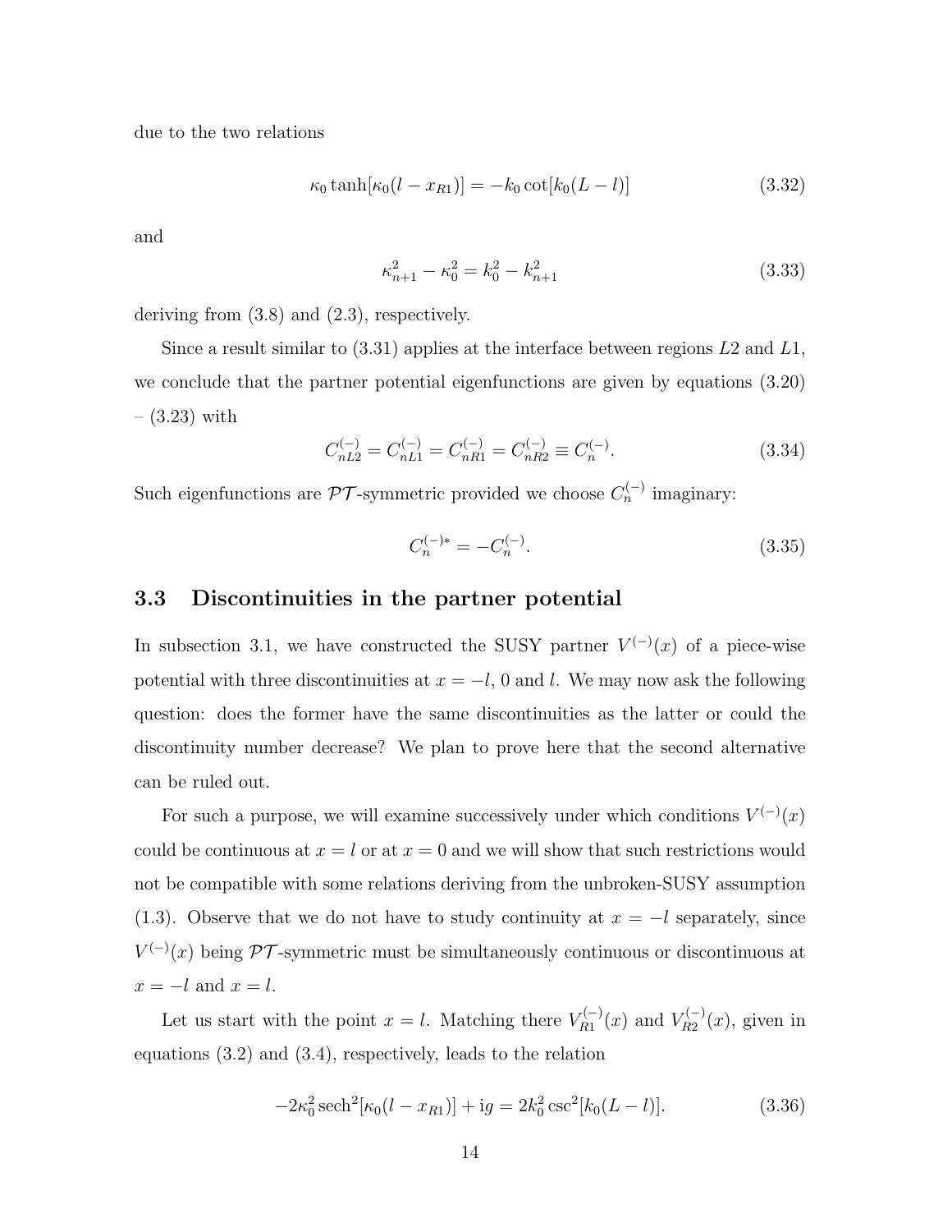due to the two relations

$$\kappa_0 \tanh[\kappa_0(l - x_{R1})] = -k_0 \cot[k_0(L - l)] \tag{3.32}$$

and

$$\kappa_{n+1}^2 - \kappa_0^2 = k_0^2 - k_{n+1}^2 \tag{3.33}$$

deriving from (3.8) and (2.3), respectively.

Since a result similar to (3.31) applies at the interface between regions $L2$ and $L1$, we conclude that the partner potential eigenfunctions are given by equations (3.20) – (3.23) with

$$C_{nL2}^{(-)} = C_{nL1}^{(-)} = C_{nR1}^{(-)} = C_{nR2}^{(-)} \equiv C_n^{(-)}. \tag{3.34}$$

Such eigenfunctions are $\mathcal{PT}$-symmetric provided we choose $C_n^{(-)}$ imaginary:

$$C_n^{(-)*} = -C_n^{(-)}. \tag{3.35}$$

### 3.3 Discontinuities in the partner potential

In subsection 3.1, we have constructed the SUSY partner $V^{(-)}(x)$ of a piece-wise potential with three discontinuities at $x = -l$, 0 and $l$. We may now ask the following question: does the former have the same discontinuities as the latter or could the discontinuity number decrease? We plan to prove here that the second alternative can be ruled out.

For such a purpose, we will examine successively under which conditions $V^{(-)}(x)$ could be continuous at $x = l$ or at $x = 0$ and we will show that such restrictions would not be compatible with some relations deriving from the unbroken-SUSY assumption (1.3). Observe that we do not have to study continuity at $x = -l$ separately, since $V^{(-)}(x)$ being $\mathcal{PT}$-symmetric must be simultaneously continuous or discontinuous at $x = -l$ and $x = l$.

Let us start with the point $x = l$. Matching there $V_{R1}^{(-)}(x)$ and $V_{R2}^{(-)}(x)$, given in equations (3.2) and (3.4), respectively, leads to the relation

$$-2\kappa_0^2 \operatorname{sech}^2[\kappa_0(l - x_{R1})] + \mathrm{i}g = 2k_0^2 \csc^2[k_0(L - l)]. \tag{3.36}$$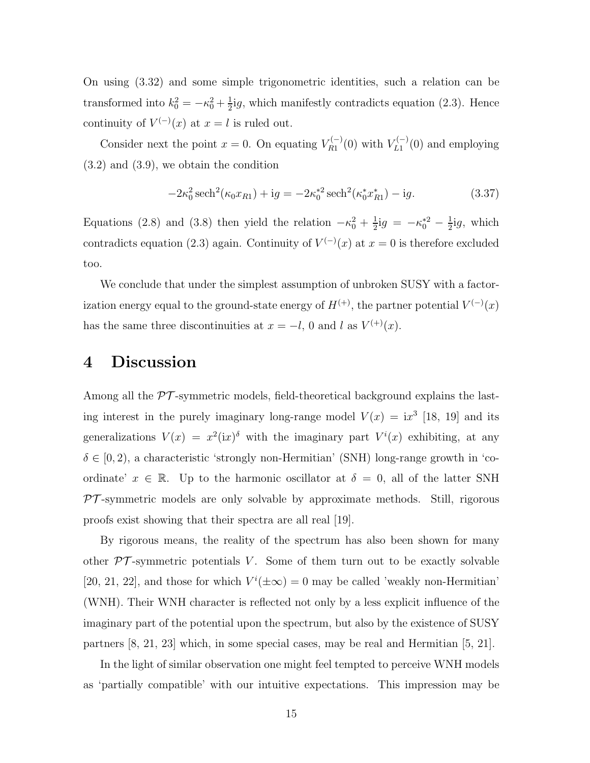On using (3.32) and some simple trigonometric identities, such a relation can be transformed into $k_0^2 = -\kappa_0^2 + \frac{1}{2}\mathrm{i}g$, which manifestly contradicts equation (2.3). Hence continuity of $V^{(-)}(x)$ at $x = l$ is ruled out.

Consider next the point $x = 0$. On equating $V_{R1}^{(-)}(0)$ with $V_{L1}^{(-)}(0)$ and employing (3.2) and (3.9), we obtain the condition

$$-2\kappa_0^2 \operatorname{sech}^2(\kappa_0 x_{R1}) + \mathrm{i}g = -2\kappa_0^{*2} \operatorname{sech}^2(\kappa_0^* x_{R1}^*) - \mathrm{i}g. \tag{3.37}$$

Equations (2.8) and (3.8) then yield the relation $-\kappa_0^2 + \frac{1}{2}\mathrm{i}g = -\kappa_0^{*2} - \frac{1}{2}\mathrm{i}g$, which contradicts equation (2.3) again. Continuity of $V^{(-)}(x)$ at $x = 0$ is therefore excluded too.

We conclude that under the simplest assumption of unbroken SUSY with a factorization energy equal to the ground-state energy of $H^{(+)}$, the partner potential $V^{(-)}(x)$ has the same three discontinuities at $x = -l$, 0 and $l$ as $V^{(+)}(x)$.

# 4 Discussion

Among all the $\mathcal{PT}$-symmetric models, field-theoretical background explains the lasting interest in the purely imaginary long-range model $V(x) = \mathrm{i}x^3$ [18, 19] and its generalizations $V(x) = x^2(\mathrm{i}x)^\delta$ with the imaginary part $V^i(x)$ exhibiting, at any $\delta \in [0, 2)$, a characteristic 'strongly non-Hermitian' (SNH) long-range growth in 'coordinate' $x \in \mathbb{R}$. Up to the harmonic oscillator at $\delta = 0$, all of the latter SNH $\mathcal{PT}$-symmetric models are only solvable by approximate methods. Still, rigorous proofs exist showing that their spectra are all real [19].

By rigorous means, the reality of the spectrum has also been shown for many other $\mathcal{PT}$-symmetric potentials $V$. Some of them turn out to be exactly solvable [20, 21, 22], and those for which $V^i(\pm\infty) = 0$ may be called 'weakly non-Hermitian' (WNH). Their WNH character is reflected not only by a less explicit influence of the imaginary part of the potential upon the spectrum, but also by the existence of SUSY partners [8, 21, 23] which, in some special cases, may be real and Hermitian [5, 21].

In the light of similar observation one might feel tempted to perceive WNH models as 'partially compatible' with our intuitive expectations. This impression may be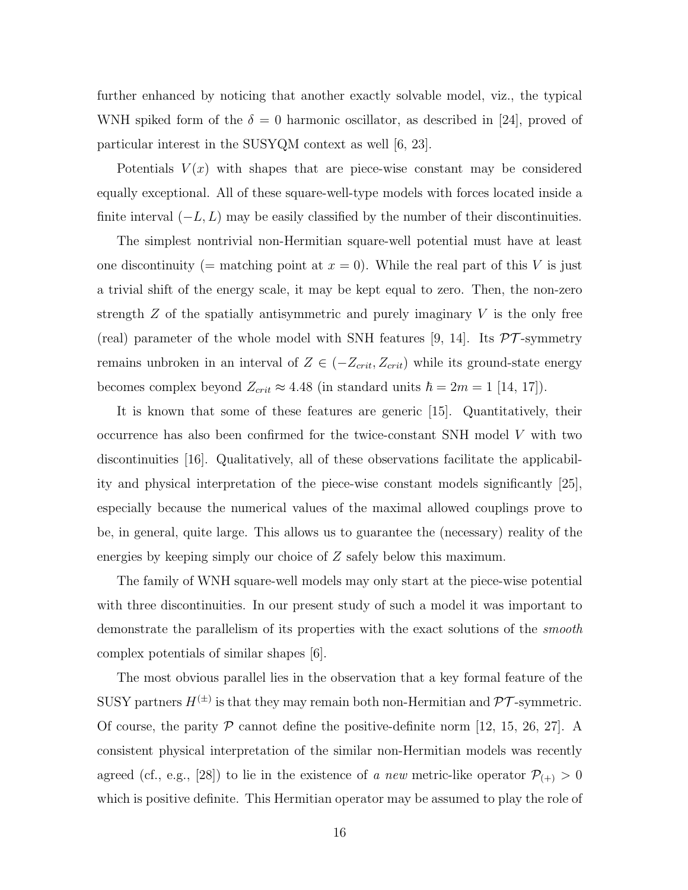further enhanced by noticing that another exactly solvable model, viz., the typical WNH spiked form of the $\delta = 0$ harmonic oscillator, as described in [24], proved of particular interest in the SUSYQM context as well [6, 23].

Potentials $V(x)$ with shapes that are piece-wise constant may be considered equally exceptional. All of these square-well-type models with forces located inside a finite interval $(-L, L)$ may be easily classified by the number of their discontinuities.

The simplest nontrivial non-Hermitian square-well potential must have at least one discontinuity (= matching point at $x = 0$). While the real part of this $V$ is just a trivial shift of the energy scale, it may be kept equal to zero. Then, the non-zero strength $Z$ of the spatially antisymmetric and purely imaginary $V$ is the only free (real) parameter of the whole model with SNH features [9, 14]. Its $\mathcal{PT}$-symmetry remains unbroken in an interval of $Z \in (-Z_{crit}, Z_{crit})$ while its ground-state energy becomes complex beyond $Z_{crit} \approx 4.48$ (in standard units $\hbar = 2m = 1$ [14, 17]).

It is known that some of these features are generic [15]. Quantitatively, their occurrence has also been confirmed for the twice-constant SNH model $V$ with two discontinuities [16]. Qualitatively, all of these observations facilitate the applicability and physical interpretation of the piece-wise constant models significantly [25], especially because the numerical values of the maximal allowed couplings prove to be, in general, quite large. This allows us to guarantee the (necessary) reality of the energies by keeping simply our choice of $Z$ safely below this maximum.

The family of WNH square-well models may only start at the piece-wise potential with three discontinuities. In our present study of such a model it was important to demonstrate the parallelism of its properties with the exact solutions of the *smooth* complex potentials of similar shapes [6].

The most obvious parallel lies in the observation that a key formal feature of the SUSY partners $H^{(\pm)}$ is that they may remain both non-Hermitian and $\mathcal{PT}$-symmetric. Of course, the parity $\mathcal{P}$ cannot define the positive-definite norm [12, 15, 26, 27]. A consistent physical interpretation of the similar non-Hermitian models was recently agreed (cf., e.g., [28]) to lie in the existence of *a new* metric-like operator $\mathcal{P}_{(+)} > 0$ which is positive definite. This Hermitian operator may be assumed to play the role of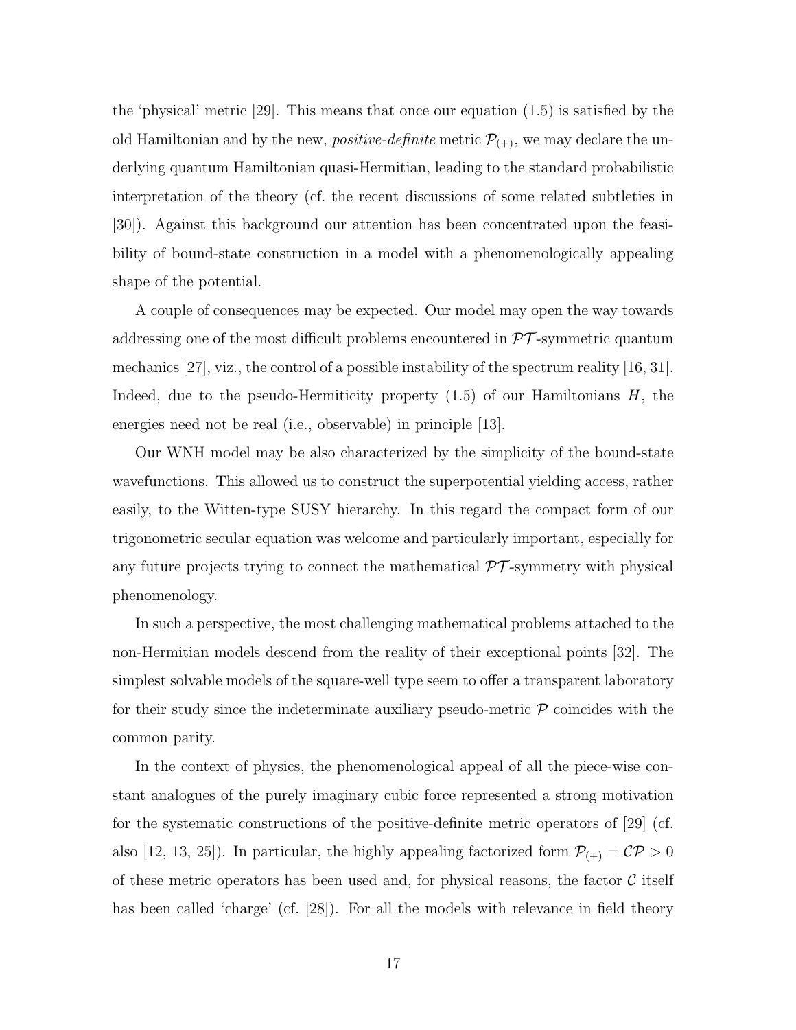the 'physical' metric [29]. This means that once our equation (1.5) is satisfied by the old Hamiltonian and by the new, *positive-definite* metric $\mathcal{P}_{(+)}$, we may declare the underlying quantum Hamiltonian quasi-Hermitian, leading to the standard probabilistic interpretation of the theory (cf. the recent discussions of some related subtleties in [30]). Against this background our attention has been concentrated upon the feasibility of bound-state construction in a model with a phenomenologically appealing shape of the potential.

A couple of consequences may be expected. Our model may open the way towards addressing one of the most difficult problems encountered in $\mathcal{PT}$-symmetric quantum mechanics [27], viz., the control of a possible instability of the spectrum reality [16, 31]. Indeed, due to the pseudo-Hermiticity property (1.5) of our Hamiltonians $H$, the energies need not be real (i.e., observable) in principle [13].

Our WNH model may be also characterized by the simplicity of the bound-state wavefunctions. This allowed us to construct the superpotential yielding access, rather easily, to the Witten-type SUSY hierarchy. In this regard the compact form of our trigonometric secular equation was welcome and particularly important, especially for any future projects trying to connect the mathematical $\mathcal{PT}$-symmetry with physical phenomenology.

In such a perspective, the most challenging mathematical problems attached to the non-Hermitian models descend from the reality of their exceptional points [32]. The simplest solvable models of the square-well type seem to offer a transparent laboratory for their study since the indeterminate auxiliary pseudo-metric $\mathcal{P}$ coincides with the common parity.

In the context of physics, the phenomenological appeal of all the piece-wise constant analogues of the purely imaginary cubic force represented a strong motivation for the systematic constructions of the positive-definite metric operators of [29] (cf. also [12, 13, 25]). In particular, the highly appealing factorized form $\mathcal{P}_{(+)} = \mathcal{CP} > 0$ of these metric operators has been used and, for physical reasons, the factor $\mathcal{C}$ itself has been called 'charge' (cf. [28]). For all the models with relevance in field theory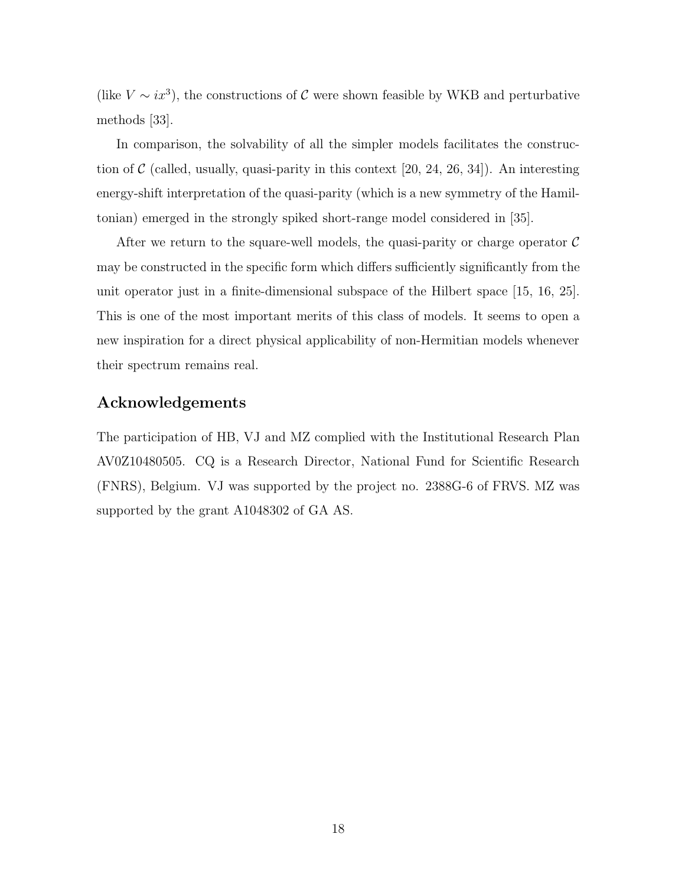(like $V \sim ix^3$), the constructions of $\mathcal{C}$ were shown feasible by WKB and perturbative methods [33].

In comparison, the solvability of all the simpler models facilitates the construction of $\mathcal{C}$ (called, usually, quasi-parity in this context [20, 24, 26, 34]). An interesting energy-shift interpretation of the quasi-parity (which is a new symmetry of the Hamiltonian) emerged in the strongly spiked short-range model considered in [35].

After we return to the square-well models, the quasi-parity or charge operator $\mathcal{C}$ may be constructed in the specific form which differs sufficiently significantly from the unit operator just in a finite-dimensional subspace of the Hilbert space [15, 16, 25]. This is one of the most important merits of this class of models. It seems to open a new inspiration for a direct physical applicability of non-Hermitian models whenever their spectrum remains real.

## Acknowledgements

The participation of HB, VJ and MZ complied with the Institutional Research Plan AV0Z10480505. CQ is a Research Director, National Fund for Scientific Research (FNRS), Belgium. VJ was supported by the project no. 2388G-6 of FRVS. MZ was supported by the grant A1048302 of GA AS.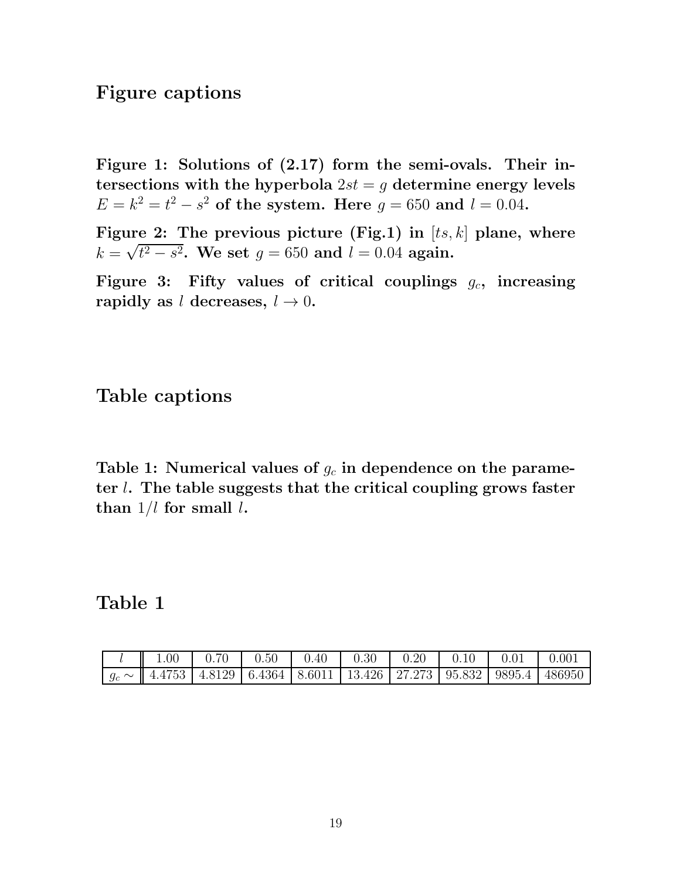## Figure captions

**Figure 1: Solutions of (2.17) form the semi-ovals. Their intersections with the hyperbola $2st = g$ determine energy levels $E = k^2 = t^2 - s^2$ of the system. Here $g = 650$ and $l = 0.04$.**

**Figure 2: The previous picture (Fig.1) in $[ts, k]$ plane, where $k = \sqrt{t^2 - s^2}$. We set $g = 650$ and $l = 0.04$ again.**

**Figure 3: Fifty values of critical couplings $g_c$, increasing rapidly as $l$ decreases, $l \to 0$.**

## Table captions

**Table 1: Numerical values of $g_c$ in dependence on the parameter $l$. The table suggests that the critical coupling grows faster than $1/l$ for small $l$.**

## Table 1

| $l$ | 1.00 | 0.70 | 0.50 | 0.40 | 0.30 | 0.20 | 0.10 | 0.01 | 0.001 |
|---|---|---|---|---|---|---|---|---|---|
| $g_c \sim$ | 4.4753 | 4.8129 | 6.4364 | 8.6011 | 13.426 | 27.273 | 95.832 | 9895.4 | 486950 |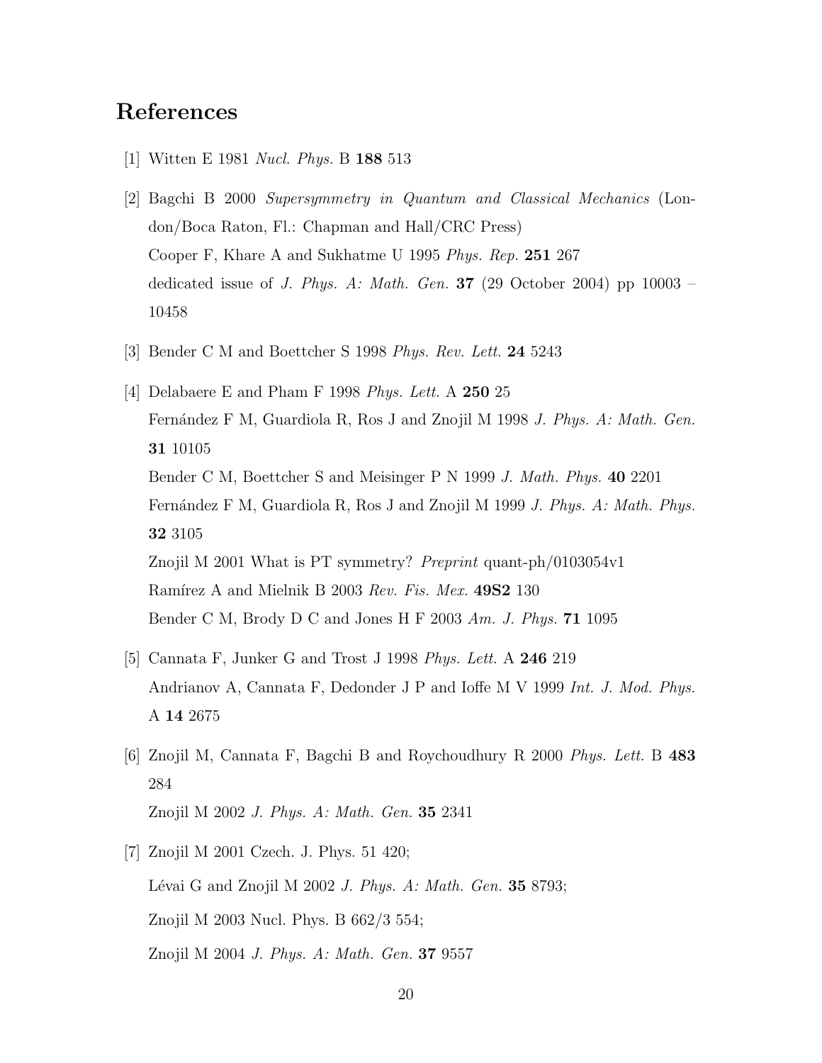# References

[1] Witten E 1981 *Nucl. Phys.* B **188** 513

[2] Bagchi B 2000 *Supersymmetry in Quantum and Classical Mechanics* (London/Boca Raton, Fl.: Chapman and Hall/CRC Press)
Cooper F, Khare A and Sukhatme U 1995 *Phys. Rep.* **251** 267
dedicated issue of *J. Phys. A: Math. Gen.* **37** (29 October 2004) pp 10003 – 10458

[3] Bender C M and Boettcher S 1998 *Phys. Rev. Lett.* **24** 5243

[4] Delabaere E and Pham F 1998 *Phys. Lett.* A **250** 25
Fernández F M, Guardiola R, Ros J and Znojil M 1998 *J. Phys. A: Math. Gen.* **31** 10105
Bender C M, Boettcher S and Meisinger P N 1999 *J. Math. Phys.* **40** 2201
Fernández F M, Guardiola R, Ros J and Znojil M 1999 *J. Phys. A: Math. Phys.* **32** 3105
Znojil M 2001 What is PT symmetry? *Preprint* quant-ph/0103054v1
Ramírez A and Mielnik B 2003 *Rev. Fis. Mex.* **49S2** 130
Bender C M, Brody D C and Jones H F 2003 *Am. J. Phys.* **71** 1095

[5] Cannata F, Junker G and Trost J 1998 *Phys. Lett.* A **246** 219
Andrianov A, Cannata F, Dedonder J P and Ioffe M V 1999 *Int. J. Mod. Phys.* A **14** 2675

[6] Znojil M, Cannata F, Bagchi B and Roychoudhury R 2000 *Phys. Lett.* B **483** 284
Znojil M 2002 *J. Phys. A: Math. Gen.* **35** 2341

[7] Znojil M 2001 Czech. J. Phys. 51 420;
Lévai G and Znojil M 2002 *J. Phys. A: Math. Gen.* **35** 8793;
Znojil M 2003 Nucl. Phys. B 662/3 554;
Znojil M 2004 *J. Phys. A: Math. Gen.* **37** 9557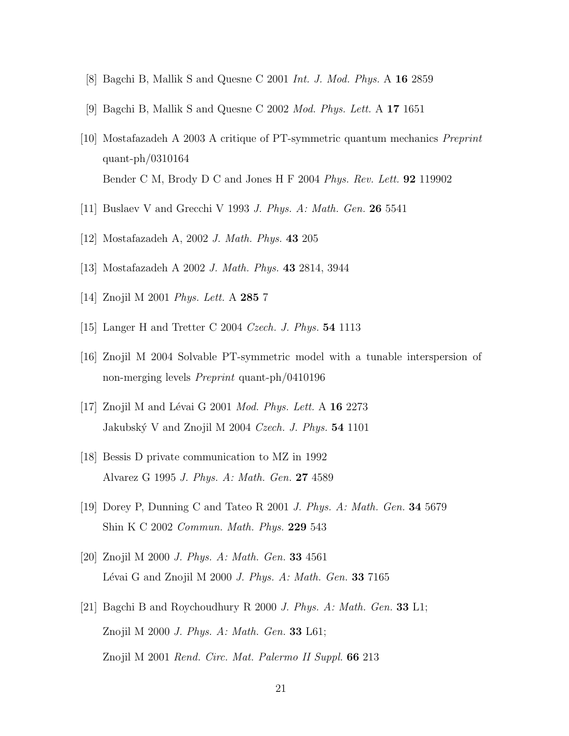[8] Bagchi B, Mallik S and Quesne C 2001 *Int. J. Mod. Phys.* A **16** 2859

[9] Bagchi B, Mallik S and Quesne C 2002 *Mod. Phys. Lett.* A **17** 1651

[10] Mostafazadeh A 2003 A critique of PT-symmetric quantum mechanics *Preprint* quant-ph/0310164
Bender C M, Brody D C and Jones H F 2004 *Phys. Rev. Lett.* **92** 119902

[11] Buslaev V and Grecchi V 1993 *J. Phys. A: Math. Gen.* **26** 5541

[12] Mostafazadeh A, 2002 *J. Math. Phys.* **43** 205

[13] Mostafazadeh A 2002 *J. Math. Phys.* **43** 2814, 3944

[14] Znojil M 2001 *Phys. Lett.* A **285** 7

[15] Langer H and Tretter C 2004 *Czech. J. Phys.* **54** 1113

[16] Znojil M 2004 Solvable PT-symmetric model with a tunable interspersion of non-merging levels *Preprint* quant-ph/0410196

[17] Znojil M and Lévai G 2001 *Mod. Phys. Lett.* A **16** 2273
Jakubský V and Znojil M 2004 *Czech. J. Phys.* **54** 1101

[18] Bessis D private communication to MZ in 1992
Alvarez G 1995 *J. Phys. A: Math. Gen.* **27** 4589

[19] Dorey P, Dunning C and Tateo R 2001 *J. Phys. A: Math. Gen.* **34** 5679
Shin K C 2002 *Commun. Math. Phys.* **229** 543

[20] Znojil M 2000 *J. Phys. A: Math. Gen.* **33** 4561
Lévai G and Znojil M 2000 *J. Phys. A: Math. Gen.* **33** 7165

[21] Bagchi B and Roychoudhury R 2000 *J. Phys. A: Math. Gen.* **33** L1;
Znojil M 2000 *J. Phys. A: Math. Gen.* **33** L61;
Znojil M 2001 *Rend. Circ. Mat. Palermo II Suppl.* **66** 213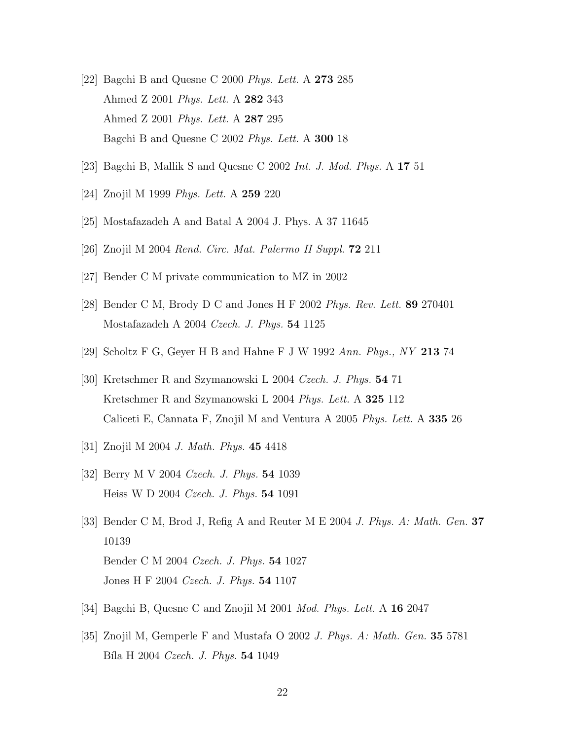[22] Bagchi B and Quesne C 2000 *Phys. Lett.* A **273** 285
Ahmed Z 2001 *Phys. Lett.* A **282** 343
Ahmed Z 2001 *Phys. Lett.* A **287** 295
Bagchi B and Quesne C 2002 *Phys. Lett.* A **300** 18

[23] Bagchi B, Mallik S and Quesne C 2002 *Int. J. Mod. Phys.* A **17** 51

[24] Znojil M 1999 *Phys. Lett.* A **259** 220

[25] Mostafazadeh A and Batal A 2004 J. Phys. A 37 11645

[26] Znojil M 2004 *Rend. Circ. Mat. Palermo II Suppl.* **72** 211

[27] Bender C M private communication to MZ in 2002

[28] Bender C M, Brody D C and Jones H F 2002 *Phys. Rev. Lett.* **89** 270401
Mostafazadeh A 2004 *Czech. J. Phys.* **54** 1125

[29] Scholtz F G, Geyer H B and Hahne F J W 1992 *Ann. Phys., NY* **213** 74

[30] Kretschmer R and Szymanowski L 2004 *Czech. J. Phys.* **54** 71
Kretschmer R and Szymanowski L 2004 *Phys. Lett.* A **325** 112
Caliceti E, Cannata F, Znojil M and Ventura A 2005 *Phys. Lett.* A **335** 26

[31] Znojil M 2004 *J. Math. Phys.* **45** 4418

[32] Berry M V 2004 *Czech. J. Phys.* **54** 1039
Heiss W D 2004 *Czech. J. Phys.* **54** 1091

[33] Bender C M, Brod J, Refig A and Reuter M E 2004 *J. Phys. A: Math. Gen.* **37** 10139
Bender C M 2004 *Czech. J. Phys.* **54** 1027
Jones H F 2004 *Czech. J. Phys.* **54** 1107

[34] Bagchi B, Quesne C and Znojil M 2001 *Mod. Phys. Lett.* A **16** 2047

[35] Znojil M, Gemperle F and Mustafa O 2002 *J. Phys. A: Math. Gen.* **35** 5781
Bíla H 2004 *Czech. J. Phys.* **54** 1049